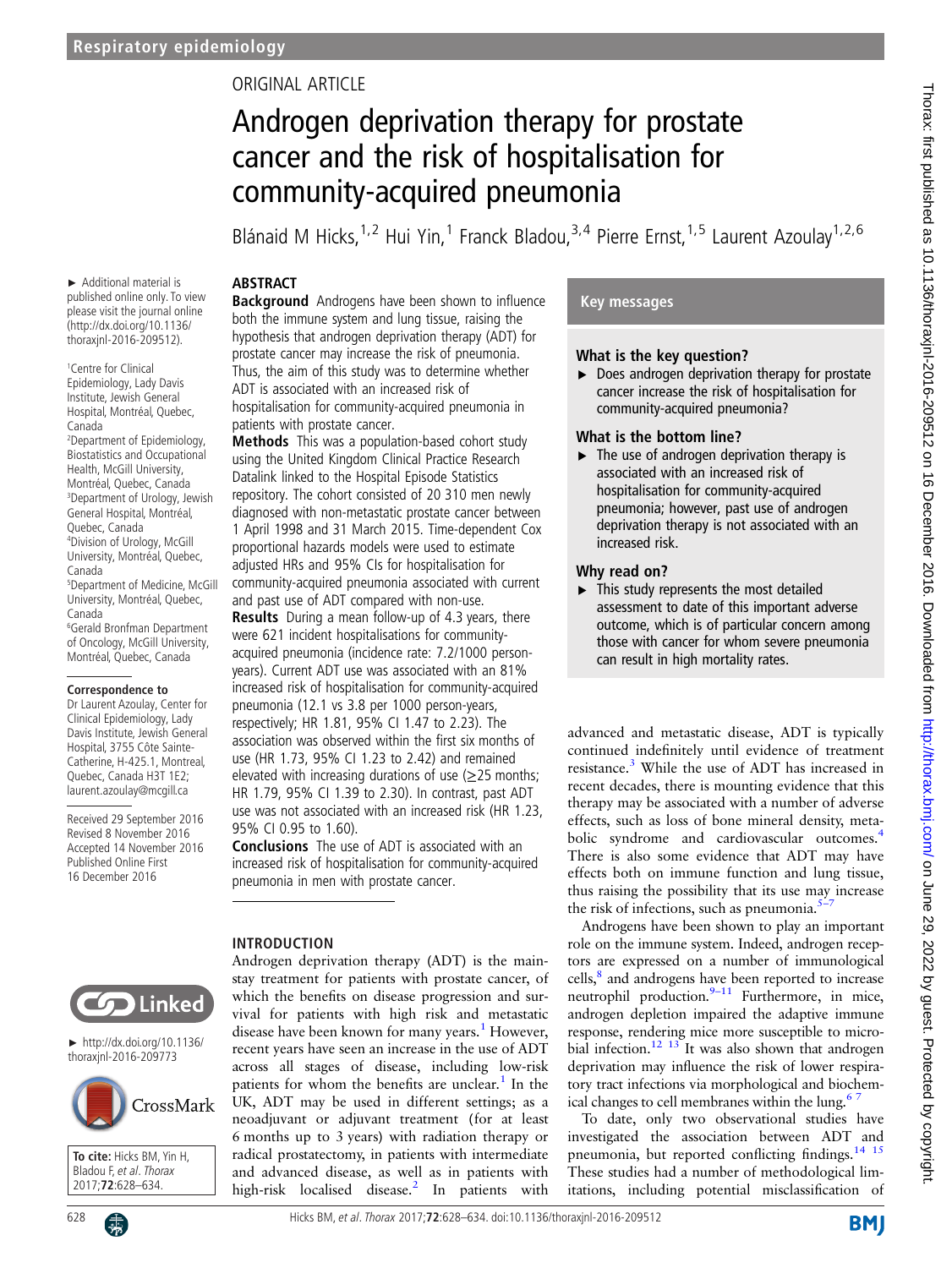Respiratory epidemiology

ORIGINAL ARTICLE

# Androgen deprivation therapy for prostate cancer and the risk of hospitalisation for community-acquired pneumonia

Blánaid M Hicks,[1,2] Hui Yin,[1] Franck Bladou,[3,4] Pierre Ernst,[1,5] Laurent Azoulay[1,2,6]

► Additional material is published online only. To view please visit the journal online (http://dx.doi.org/10.1136/thoraxjnl-2016-209512).

[1]Centre for Clinical Epidemiology, Lady Davis Institute, Jewish General Hospital, Montréal, Quebec, Canada
[2]Department of Epidemiology, Biostatistics and Occupational Health, McGill University, Montréal, Quebec, Canada
[3]Department of Urology, Jewish General Hospital, Montréal, Quebec, Canada
[4]Division of Urology, McGill University, Montréal, Quebec, Canada
[5]Department of Medicine, McGill University, Montréal, Quebec, Canada
[6]Gerald Bronfman Department of Oncology, McGill University, Montréal, Quebec, Canada

**Correspondence to**
Dr Laurent Azoulay, Center for Clinical Epidemiology, Lady Davis Institute, Jewish General Hospital, 3755 Côte Sainte-Catherine, H-425.1, Montreal, Quebec, Canada H3T 1E2; laurent.azoulay@mcgill.ca

Received 29 September 2016
Revised 8 November 2016
Accepted 14 November 2016
Published Online First 16 December 2016

► http://dx.doi.org/10.1136/thoraxjnl-2016-209773

**To cite:** Hicks BM, Yin H, Bladou F, *et al*. *Thorax* 2017;**72**:628–634.

## ABSTRACT

**Background** Androgens have been shown to influence both the immune system and lung tissue, raising the hypothesis that androgen deprivation therapy (ADT) for prostate cancer may increase the risk of pneumonia. Thus, the aim of this study was to determine whether ADT is associated with an increased risk of hospitalisation for community-acquired pneumonia in patients with prostate cancer.

**Methods** This was a population-based cohort study using the United Kingdom Clinical Practice Research Datalink linked to the Hospital Episode Statistics repository. The cohort consisted of 20 310 men newly diagnosed with non-metastatic prostate cancer between 1 April 1998 and 31 March 2015. Time-dependent Cox proportional hazards models were used to estimate adjusted HRs and 95% CIs for hospitalisation for community-acquired pneumonia associated with current and past use of ADT compared with non-use.

**Results** During a mean follow-up of 4.3 years, there were 621 incident hospitalisations for community-acquired pneumonia (incidence rate: 7.2/1000 person-years). Current ADT use was associated with an 81% increased risk of hospitalisation for community-acquired pneumonia (12.1 vs 3.8 per 1000 person-years, respectively; HR 1.81, 95% CI 1.47 to 2.23). The association was observed within the first six months of use (HR 1.73, 95% CI 1.23 to 2.42) and remained elevated with increasing durations of use (≥25 months; HR 1.79, 95% CI 1.39 to 2.30). In contrast, past ADT use was not associated with an increased risk (HR 1.23, 95% CI 0.95 to 1.60).

**Conclusions** The use of ADT is associated with an increased risk of hospitalisation for community-acquired pneumonia in men with prostate cancer.

## Key messages

### What is the key question?

- Does androgen deprivation therapy for prostate cancer increase the risk of hospitalisation for community-acquired pneumonia?

### What is the bottom line?

- The use of androgen deprivation therapy is associated with an increased risk of hospitalisation for community-acquired pneumonia; however, past use of androgen deprivation therapy is not associated with an increased risk.

### Why read on?

- This study represents the most detailed assessment to date of this important adverse outcome, which is of particular concern among those with cancer for whom severe pneumonia can result in high mortality rates.

## INTRODUCTION

Androgen deprivation therapy (ADT) is the mainstay treatment for patients with prostate cancer, of which the benefits on disease progression and survival for patients with high risk and metastatic disease have been known for many years.[1] However, recent years have seen an increase in the use of ADT across all stages of disease, including low-risk patients for whom the benefits are unclear.[1] In the UK, ADT may be used in different settings; as a neoadjuvant or adjuvant treatment (for at least 6 months up to 3 years) with radiation therapy or radical prostatectomy, in patients with intermediate and advanced disease, as well as in patients with high-risk localised disease.[2] In patients with advanced and metastatic disease, ADT is typically continued indefinitely until evidence of treatment resistance.[3] While the use of ADT has increased in recent decades, there is mounting evidence that this therapy may be associated with a number of adverse effects, such as loss of bone mineral density, metabolic syndrome and cardiovascular outcomes.[4] There is also some evidence that ADT may have effects both on immune function and lung tissue, thus raising the possibility that its use may increase the risk of infections, such as pneumonia.[5–7]

Androgens have been shown to play an important role on the immune system. Indeed, androgen receptors are expressed on a number of immunological cells,[8] and androgens have been reported to increase neutrophil production.[9–11] Furthermore, in mice, androgen depletion impaired the adaptive immune response, rendering mice more susceptible to microbial infection.[12 13] It was also shown that androgen deprivation may influence the risk of lower respiratory tract infections via morphological and biochemical changes to cell membranes within the lung.[6 7]

To date, only two observational studies have investigated the association between ADT and pneumonia, but reported conflicting findings.[14 15] These studies had a number of methodological limitations, including potential misclassification of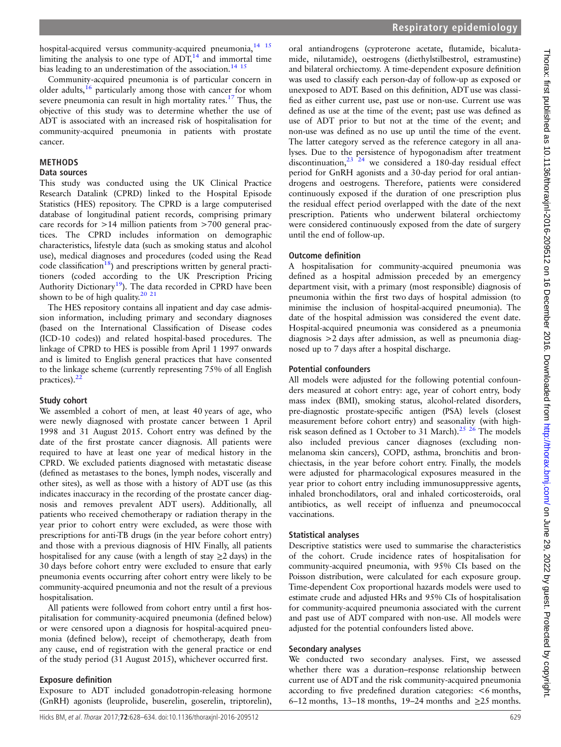hospital-acquired versus community-acquired pneumonia,[14 15] limiting the analysis to one type of ADT,[14] and immortal time bias leading to an underestimation of the association.[14 15]

Community-acquired pneumonia is of particular concern in older adults,[16] particularly among those with cancer for whom severe pneumonia can result in high mortality rates.[17] Thus, the objective of this study was to determine whether the use of ADT is associated with an increased risk of hospitalisation for community-acquired pneumonia in patients with prostate cancer.

## METHODS

### Data sources

This study was conducted using the UK Clinical Practice Research Datalink (CPRD) linked to the Hospital Episode Statistics (HES) repository. The CPRD is a large computerised database of longitudinal patient records, comprising primary care records for >14 million patients from >700 general practices. The CPRD includes information on demographic characteristics, lifestyle data (such as smoking status and alcohol use), medical diagnoses and procedures (coded using the Read code classification[18]) and prescriptions written by general practitioners (coded according to the UK Prescription Pricing Authority Dictionary[19]). The data recorded in CPRD have been shown to be of high quality.[20 21]

The HES repository contains all inpatient and day case admission information, including primary and secondary diagnoses (based on the International Classification of Disease codes (ICD-10 codes)) and related hospital-based procedures. The linkage of CPRD to HES is possible from April 1 1997 onwards and is limited to English general practices that have consented to the linkage scheme (currently representing 75% of all English practices).[22]

### Study cohort

We assembled a cohort of men, at least 40 years of age, who were newly diagnosed with prostate cancer between 1 April 1998 and 31 August 2015. Cohort entry was defined by the date of the first prostate cancer diagnosis. All patients were required to have at least one year of medical history in the CPRD. We excluded patients diagnosed with metastatic disease (defined as metastases to the bones, lymph nodes, viscerally and other sites), as well as those with a history of ADT use (as this indicates inaccuracy in the recording of the prostate cancer diagnosis and removes prevalent ADT users). Additionally, all patients who received chemotherapy or radiation therapy in the year prior to cohort entry were excluded, as were those with prescriptions for anti-TB drugs (in the year before cohort entry) and those with a previous diagnosis of HIV. Finally, all patients hospitalised for any cause (with a length of stay ≥2 days) in the 30 days before cohort entry were excluded to ensure that early pneumonia events occurring after cohort entry were likely to be community-acquired pneumonia and not the result of a previous hospitalisation.

All patients were followed from cohort entry until a first hospitalisation for community-acquired pneumonia (defined below) or were censored upon a diagnosis for hospital-acquired pneumonia (defined below), receipt of chemotherapy, death from any cause, end of registration with the general practice or end of the study period (31 August 2015), whichever occurred first.

### Exposure definition

Exposure to ADT included gonadotropin-releasing hormone (GnRH) agonists (leuprolide, buserelin, goserelin, triptorelin), oral antiandrogens (cyproterone acetate, flutamide, bicalutamide, nilutamide), oestrogens (diethylstilbestrol, estramustine) and bilateral orchiectomy. A time-dependent exposure definition was used to classify each person-day of follow-up as exposed or unexposed to ADT. Based on this definition, ADT use was classified as either current use, past use or non-use. Current use was defined as use at the time of the event; past use was defined as use of ADT prior to but not at the time of the event; and non-use was defined as no use up until the time of the event. The latter category served as the reference category in all analyses. Due to the persistence of hypogonadism after treatment discontinuation,[23 24] we considered a 180-day residual effect period for GnRH agonists and a 30-day period for oral antiandrogens and oestrogens. Therefore, patients were considered continuously exposed if the duration of one prescription plus the residual effect period overlapped with the date of the next prescription. Patients who underwent bilateral orchiectomy were considered continuously exposed from the date of surgery until the end of follow-up.

### Outcome definition

A hospitalisation for community-acquired pneumonia was defined as a hospital admission preceded by an emergency department visit, with a primary (most responsible) diagnosis of pneumonia within the first two days of hospital admission (to minimise the inclusion of hospital-acquired pneumonia). The date of the hospital admission was considered the event date. Hospital-acquired pneumonia was considered as a pneumonia diagnosis >2 days after admission, as well as pneumonia diagnosed up to 7 days after a hospital discharge.

### Potential confounders

All models were adjusted for the following potential confounders measured at cohort entry: age, year of cohort entry, body mass index (BMI), smoking status, alcohol-related disorders, pre-diagnostic prostate-specific antigen (PSA) levels (closest measurement before cohort entry) and seasonality (with high-risk season defined as 1 October to 31 March).[25 26] The models also included previous cancer diagnoses (excluding non-melanoma skin cancers), COPD, asthma, bronchitis and bronchiectasis, in the year before cohort entry. Finally, the models were adjusted for pharmacological exposures measured in the year prior to cohort entry including immunosuppressive agents, inhaled bronchodilators, oral and inhaled corticosteroids, oral antibiotics, as well receipt of influenza and pneumococcal vaccinations.

### Statistical analyses

Descriptive statistics were used to summarise the characteristics of the cohort. Crude incidence rates of hospitalisation for community-acquired pneumonia, with 95% CIs based on the Poisson distribution, were calculated for each exposure group. Time-dependent Cox proportional hazards models were used to estimate crude and adjusted HRs and 95% CIs of hospitalisation for community-acquired pneumonia associated with the current and past use of ADT compared with non-use. All models were adjusted for the potential confounders listed above.

### Secondary analyses

We conducted two secondary analyses. First, we assessed whether there was a duration–response relationship between current use of ADT and the risk community-acquired pneumonia according to five predefined duration categories: <6 months, 6–12 months, 13–18 months, 19–24 months and ≥25 months.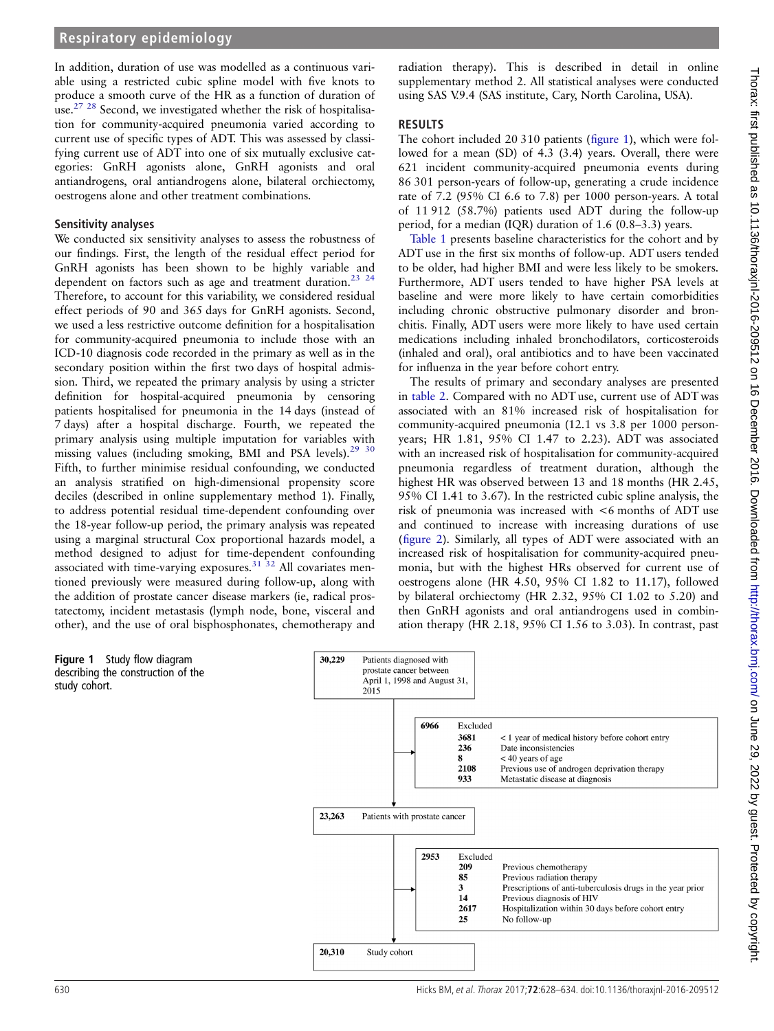In addition, duration of use was modelled as a continuous variable using a restricted cubic spline model with five knots to produce a smooth curve of the HR as a function of duration of use.[27,28] Second, we investigated whether the risk of hospitalisation for community-acquired pneumonia varied according to current use of specific types of ADT. This was assessed by classifying current use of ADT into one of six mutually exclusive categories: GnRH agonists alone, GnRH agonists and oral antiandrogens, oral antiandrogens alone, bilateral orchiectomy, oestrogens alone and other treatment combinations.

### Sensitivity analyses

We conducted six sensitivity analyses to assess the robustness of our findings. First, the length of the residual effect period for GnRH agonists has been shown to be highly variable and dependent on factors such as age and treatment duration.[23,24] Therefore, to account for this variability, we considered residual effect periods of 90 and 365 days for GnRH agonists. Second, we used a less restrictive outcome definition for a hospitalisation for community-acquired pneumonia to include those with an ICD-10 diagnosis code recorded in the primary as well as in the secondary position within the first two days of hospital admission. Third, we repeated the primary analysis by using a stricter definition for hospital-acquired pneumonia by censoring patients hospitalised for pneumonia in the 14 days (instead of 7 days) after a hospital discharge. Fourth, we repeated the primary analysis using multiple imputation for variables with missing values (including smoking, BMI and PSA levels).[29,30] Fifth, to further minimise residual confounding, we conducted an analysis stratified on high-dimensional propensity score deciles (described in online supplementary method 1). Finally, to address potential residual time-dependent confounding over the 18-year follow-up period, the primary analysis was repeated using a marginal structural Cox proportional hazards model, a method designed to adjust for time-dependent confounding associated with time-varying exposures.[31,32] All covariates mentioned previously were measured during follow-up, along with the addition of prostate cancer disease markers (ie, radical prostatectomy, incident metastasis (lymph node, bone, visceral and other), and the use of oral bisphosphonates, chemotherapy and radiation therapy). This is described in detail in online supplementary method 2. All statistical analyses were conducted using SAS V.9.4 (SAS institute, Cary, North Carolina, USA).

## RESULTS

The cohort included 20 310 patients (figure 1), which were followed for a mean (SD) of 4.3 (3.4) years. Overall, there were 621 incident community-acquired pneumonia events during 86 301 person-years of follow-up, generating a crude incidence rate of 7.2 (95% CI 6.6 to 7.8) per 1000 person-years. A total of 11 912 (58.7%) patients used ADT during the follow-up period, for a median (IQR) duration of 1.6 (0.8–3.3) years.

Table 1 presents baseline characteristics for the cohort and by ADT use in the first six months of follow-up. ADT users tended to be older, had higher BMI and were less likely to be smokers. Furthermore, ADT users tended to have higher PSA levels at baseline and were more likely to have certain comorbidities including chronic obstructive pulmonary disorder and bronchitis. Finally, ADT users were more likely to have used certain medications including inhaled bronchodilators, corticosteroids (inhaled and oral), oral antibiotics and to have been vaccinated for influenza in the year before cohort entry.

The results of primary and secondary analyses are presented in table 2. Compared with no ADT use, current use of ADT was associated with an 81% increased risk of hospitalisation for community-acquired pneumonia (12.1 vs 3.8 per 1000 person-years; HR 1.81, 95% CI 1.47 to 2.23). ADT was associated with an increased risk of hospitalisation for community-acquired pneumonia regardless of treatment duration, although the highest HR was observed between 13 and 18 months (HR 2.45, 95% CI 1.41 to 3.67). In the restricted cubic spline analysis, the risk of pneumonia was increased with <6 months of ADT use and continued to increase with increasing durations of use (figure 2). Similarly, all types of ADT were associated with an increased risk of hospitalisation for community-acquired pneumonia, but with the highest HRs observed for current use of oestrogens alone (HR 4.50, 95% CI 1.82 to 11.17), followed by bilateral orchiectomy (HR 2.32, 95% CI 1.02 to 5.20) and then GnRH agonists and oral antiandrogens used in combination therapy (HR 2.18, 95% CI 1.56 to 3.03). In contrast, past

**Figure 1** Study flow diagram describing the construction of the study cohort.

- **30,229** Patients diagnosed with prostate cancer between April 1, 1998 and August 31, 2015
  - **6966** Excluded
    - **3681** < 1 year of medical history before cohort entry
    - **236** Date inconsistencies
    - **8** < 40 years of age
    - **2108** Previous use of androgen deprivation therapy
    - **933** Metastatic disease at diagnosis
- **23,263** Patients with prostate cancer
  - **2953** Excluded
    - **209** Previous chemotherapy
    - **85** Previous radiation therapy
    - **3** Prescriptions of anti-tuberculosis drugs in the year prior
    - **14** Previous diagnosis of HIV
    - **2617** Hospitalization within 30 days before cohort entry
    - **25** No follow-up
- **20,310** Study cohort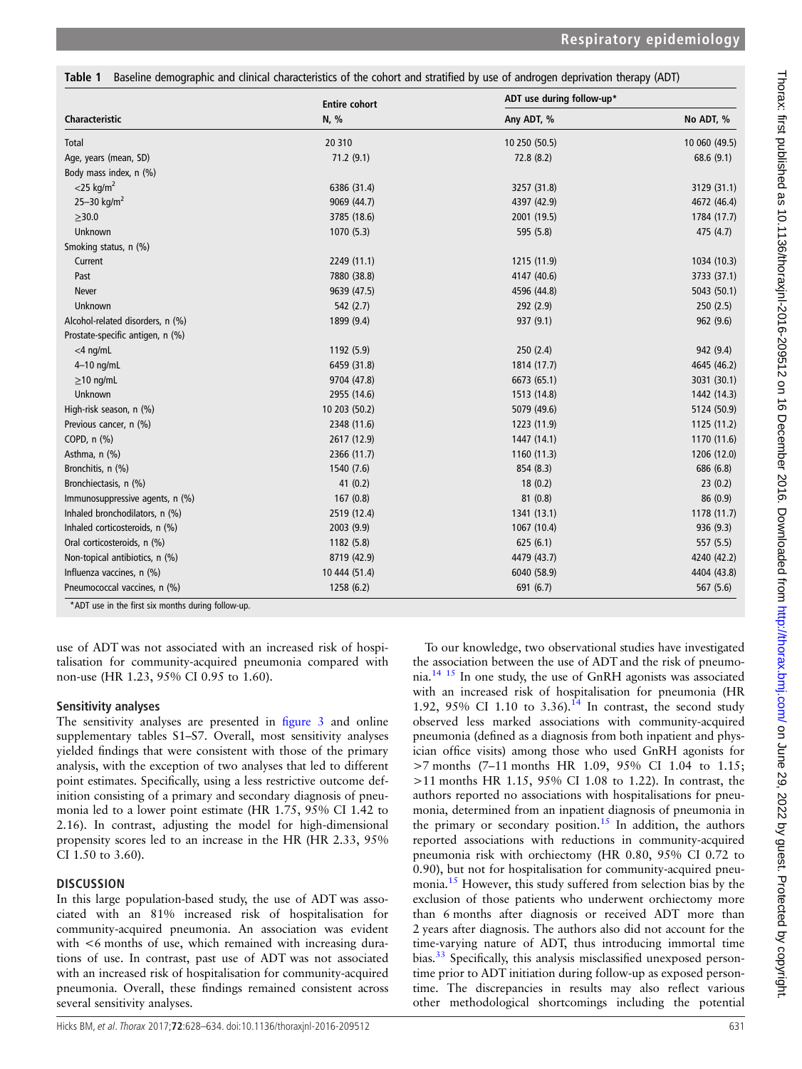**Table 1** Baseline demographic and clinical characteristics of the cohort and stratified by use of androgen deprivation therapy (ADT)

| Characteristic | Entire cohort N, % | ADT use during follow-up* Any ADT, % | No ADT, % |
|---|---|---|---|
| Total | 20 310 | 10 250 (50.5) | 10 060 (49.5) |
| Age, years (mean, SD) | 71.2 (9.1) | 72.8 (8.2) | 68.6 (9.1) |
| Body mass index, n (%) | | | |
| <25 kg/m$^2$ | 6386 (31.4) | 3257 (31.8) | 3129 (31.1) |
| 25–30 kg/m$^2$ | 9069 (44.7) | 4397 (42.9) | 4672 (46.4) |
| ≥30.0 | 3785 (18.6) | 2001 (19.5) | 1784 (17.7) |
| Unknown | 1070 (5.3) | 595 (5.8) | 475 (4.7) |
| Smoking status, n (%) | | | |
| Current | 2249 (11.1) | 1215 (11.9) | 1034 (10.3) |
| Past | 7880 (38.8) | 4147 (40.6) | 3733 (37.1) |
| Never | 9639 (47.5) | 4596 (44.8) | 5043 (50.1) |
| Unknown | 542 (2.7) | 292 (2.9) | 250 (2.5) |
| Alcohol-related disorders, n (%) | 1899 (9.4) | 937 (9.1) | 962 (9.6) |
| Prostate-specific antigen, n (%) | | | |
| <4 ng/mL | 1192 (5.9) | 250 (2.4) | 942 (9.4) |
| 4–10 ng/mL | 6459 (31.8) | 1814 (17.7) | 4645 (46.2) |
| ≥10 ng/mL | 9704 (47.8) | 6673 (65.1) | 3031 (30.1) |
| Unknown | 2955 (14.6) | 1513 (14.8) | 1442 (14.3) |
| High-risk season, n (%) | 10 203 (50.2) | 5079 (49.6) | 5124 (50.9) |
| Previous cancer, n (%) | 2348 (11.6) | 1223 (11.9) | 1125 (11.2) |
| COPD, n (%) | 2617 (12.9) | 1447 (14.1) | 1170 (11.6) |
| Asthma, n (%) | 2366 (11.7) | 1160 (11.3) | 1206 (12.0) |
| Bronchitis, n (%) | 1540 (7.6) | 854 (8.3) | 686 (6.8) |
| Bronchiectasis, n (%) | 41 (0.2) | 18 (0.2) | 23 (0.2) |
| Immunosuppressive agents, n (%) | 167 (0.8) | 81 (0.8) | 86 (0.9) |
| Inhaled bronchodilators, n (%) | 2519 (12.4) | 1341 (13.1) | 1178 (11.7) |
| Inhaled corticosteroids, n (%) | 2003 (9.9) | 1067 (10.4) | 936 (9.3) |
| Oral corticosteroids, n (%) | 1182 (5.8) | 625 (6.1) | 557 (5.5) |
| Non-topical antibiotics, n (%) | 8719 (42.9) | 4479 (43.7) | 4240 (42.2) |
| Influenza vaccines, n (%) | 10 444 (51.4) | 6040 (58.9) | 4404 (43.8) |
| Pneumococcal vaccines, n (%) | 1258 (6.2) | 691 (6.7) | 567 (5.6) |

*ADT use in the first six months during follow-up.

use of ADT was not associated with an increased risk of hospitalisation for community-acquired pneumonia compared with non-use (HR 1.23, 95% CI 0.95 to 1.60).

### Sensitivity analyses

The sensitivity analyses are presented in figure 3 and online supplementary tables S1–S7. Overall, most sensitivity analyses yielded findings that were consistent with those of the primary analysis, with the exception of two analyses that led to different point estimates. Specifically, using a less restrictive outcome definition consisting of a primary and secondary diagnosis of pneumonia led to a lower point estimate (HR 1.75, 95% CI 1.42 to 2.16). In contrast, adjusting the model for high-dimensional propensity scores led to an increase in the HR (HR 2.33, 95% CI 1.50 to 3.60).

## DISCUSSION

In this large population-based study, the use of ADT was associated with an 81% increased risk of hospitalisation for community-acquired pneumonia. An association was evident with <6 months of use, which remained with increasing durations of use. In contrast, past use of ADT was not associated with an increased risk of hospitalisation for community-acquired pneumonia. Overall, these findings remained consistent across several sensitivity analyses.

To our knowledge, two observational studies have investigated the association between the use of ADT and the risk of pneumonia.[14 15] In one study, the use of GnRH agonists was associated with an increased risk of hospitalisation for pneumonia (HR 1.92, 95% CI 1.10 to 3.36).[14] In contrast, the second study observed less marked associations with community-acquired pneumonia (defined as a diagnosis from both inpatient and physician office visits) among those who used GnRH agonists for >7 months (7–11 months HR 1.09, 95% CI 1.04 to 1.15; >11 months HR 1.15, 95% CI 1.08 to 1.22). In contrast, the authors reported no associations with hospitalisations for pneumonia, determined from an inpatient diagnosis of pneumonia in the primary or secondary position.[15] In addition, the authors reported associations with reductions in community-acquired pneumonia risk with orchiectomy (HR 0.80, 95% CI 0.72 to 0.90), but not for hospitalisation for community-acquired pneumonia.[15] However, this study suffered from selection bias by the exclusion of those patients who underwent orchiectomy more than 6 months after diagnosis or received ADT more than 2 years after diagnosis. The authors also did not account for the time-varying nature of ADT, thus introducing immortal time bias.[33] Specifically, this analysis misclassified unexposed person-time prior to ADT initiation during follow-up as exposed person-time. The discrepancies in results may also reflect various other methodological shortcomings including the potential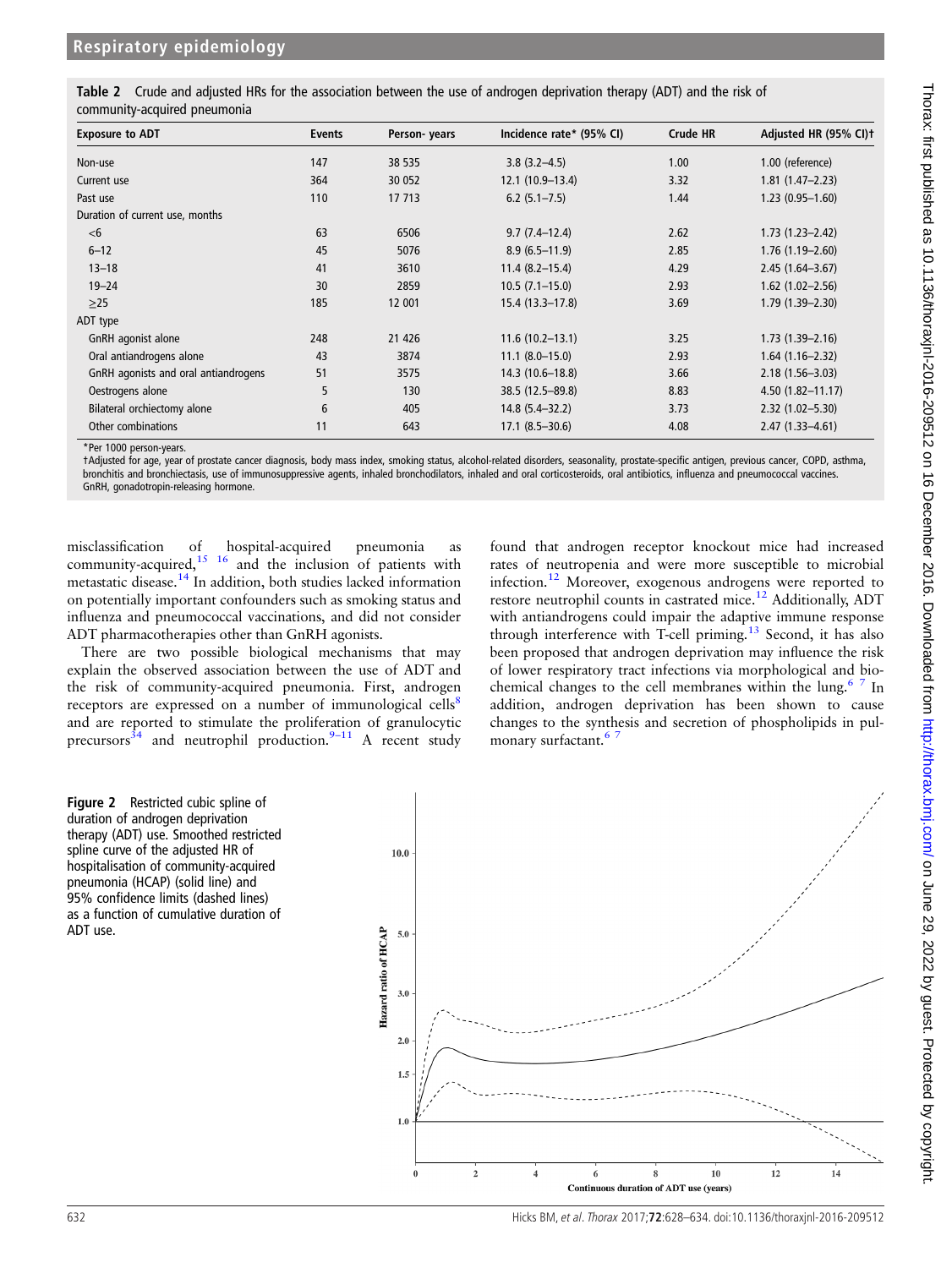**Table 2** Crude and adjusted HRs for the association between the use of androgen deprivation therapy (ADT) and the risk of community-acquired pneumonia

| Exposure to ADT | Events | Person- years | Incidence rate* (95% CI) | Crude HR | Adjusted HR (95% CI)† |
|---|---|---|---|---|---|
| Non-use | 147 | 38 535 | 3.8 (3.2–4.5) | 1.00 | 1.00 (reference) |
| Current use | 364 | 30 052 | 12.1 (10.9–13.4) | 3.32 | 1.81 (1.47–2.23) |
| Past use | 110 | 17 713 | 6.2 (5.1–7.5) | 1.44 | 1.23 (0.95–1.60) |
| Duration of current use, months | | | | | |
| <6 | 63 | 6506 | 9.7 (7.4–12.4) | 2.62 | 1.73 (1.23–2.42) |
| 6–12 | 45 | 5076 | 8.9 (6.5–11.9) | 2.85 | 1.76 (1.19–2.60) |
| 13–18 | 41 | 3610 | 11.4 (8.2–15.4) | 4.29 | 2.45 (1.64–3.67) |
| 19–24 | 30 | 2859 | 10.5 (7.1–15.0) | 2.93 | 1.62 (1.02–2.56) |
| ≥25 | 185 | 12 001 | 15.4 (13.3–17.8) | 3.69 | 1.79 (1.39–2.30) |
| ADT type | | | | | |
| GnRH agonist alone | 248 | 21 426 | 11.6 (10.2–13.1) | 3.25 | 1.73 (1.39–2.16) |
| Oral antiandrogens alone | 43 | 3874 | 11.1 (8.0–15.0) | 2.93 | 1.64 (1.16–2.32) |
| GnRH agonists and oral antiandrogens | 51 | 3575 | 14.3 (10.6–18.8) | 3.66 | 2.18 (1.56–3.03) |
| Oestrogens alone | 5 | 130 | 38.5 (12.5–89.8) | 8.83 | 4.50 (1.82–11.17) |
| Bilateral orchiectomy alone | 6 | 405 | 14.8 (5.4–32.2) | 3.73 | 2.32 (1.02–5.30) |
| Other combinations | 11 | 643 | 17.1 (8.5–30.6) | 4.08 | 2.47 (1.33–4.61) |

*Per 1000 person-years.
†Adjusted for age, year of prostate cancer diagnosis, body mass index, smoking status, alcohol-related disorders, seasonality, prostate-specific antigen, previous cancer, COPD, asthma, bronchitis and bronchiectasis, use of immunosuppressive agents, inhaled bronchodilators, inhaled and oral corticosteroids, oral antibiotics, influenza and pneumococcal vaccines.
GnRH, gonadotropin-releasing hormone.

misclassification of hospital-acquired pneumonia as community-acquired,[15 16] and the inclusion of patients with metastatic disease.[14] In addition, both studies lacked information on potentially important confounders such as smoking status and influenza and pneumococcal vaccinations, and did not consider ADT pharmacotherapies other than GnRH agonists.

There are two possible biological mechanisms that may explain the observed association between the use of ADT and the risk of community-acquired pneumonia. First, androgen receptors are expressed on a number of immunological cells[8] and are reported to stimulate the proliferation of granulocytic precursors[34] and neutrophil production.[9–11] A recent study found that androgen receptor knockout mice had increased rates of neutropenia and were more susceptible to microbial infection.[12] Moreover, exogenous androgens were reported to restore neutrophil counts in castrated mice.[12] Additionally, ADT with antiandrogens could impair the adaptive immune response through interference with T-cell priming.[13] Second, it has also been proposed that androgen deprivation may influence the risk of lower respiratory tract infections via morphological and biochemical changes to the cell membranes within the lung.[6 7] In addition, androgen deprivation has been shown to cause changes to the synthesis and secretion of phospholipids in pulmonary surfactant.[6 7]

**Figure 2** Restricted cubic spline of duration of androgen deprivation therapy (ADT) use. Smoothed restricted spline curve of the adjusted HR of hospitalisation of community-acquired pneumonia (HCAP) (solid line) and 95% confidence limits (dashed lines) as a function of cumulative duration of ADT use.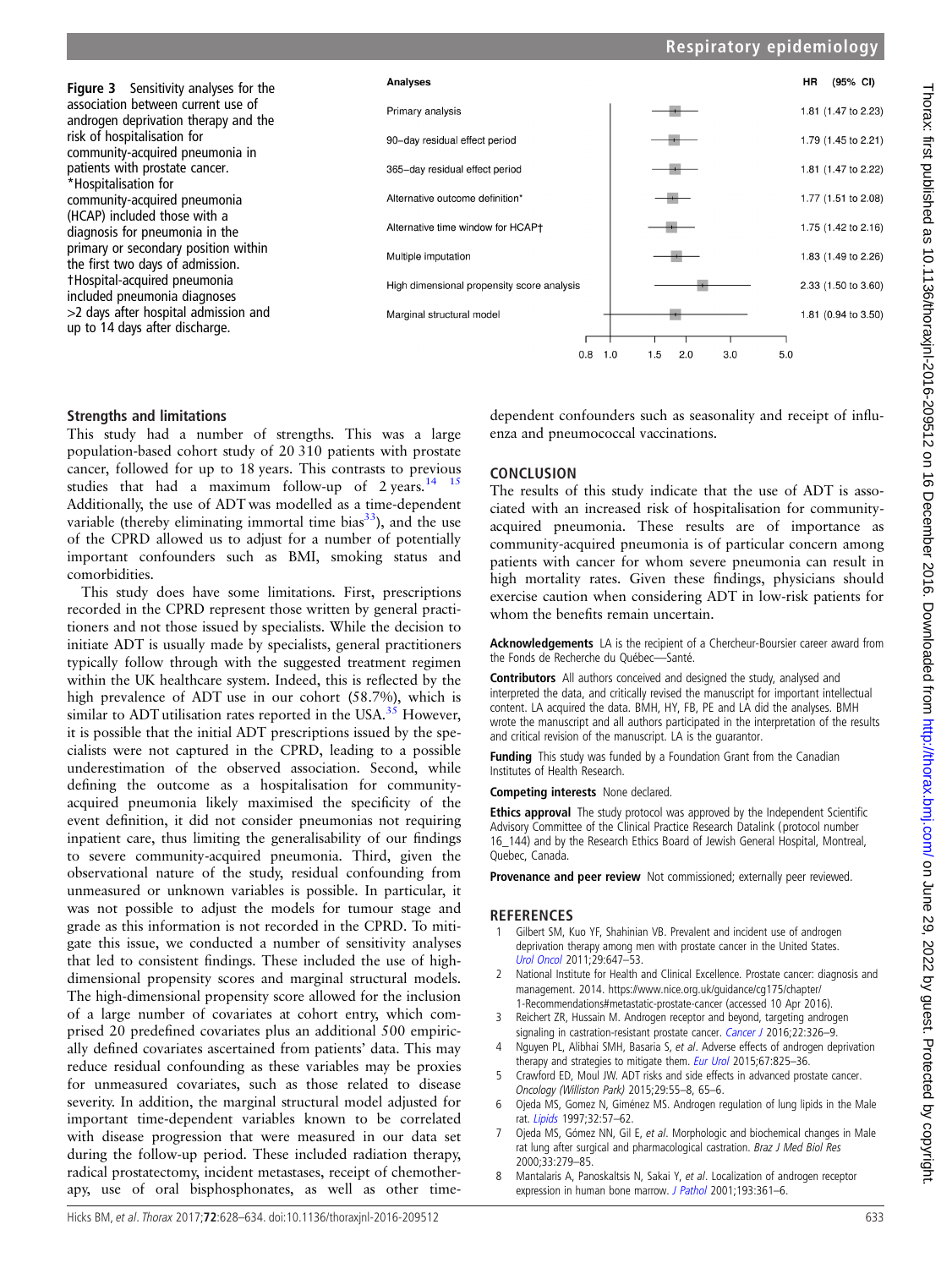Figure 3 Sensitivity analyses for the association between current use of androgen deprivation therapy and the risk of hospitalisation for community-acquired pneumonia in patients with prostate cancer. *Hospitalisation for community-acquired pneumonia (HCAP) included those with a diagnosis for pneumonia in the primary or secondary position within the first two days of admission. †Hospital-acquired pneumonia included pneumonia diagnoses >2 days after hospital admission and up to 14 days after discharge.

| Analyses | HR (95% CI) |
|---|---|
| Primary analysis | 1.81 (1.47 to 2.23) |
| 90-day residual effect period | 1.79 (1.45 to 2.21) |
| 365-day residual effect period | 1.81 (1.47 to 2.22) |
| Alternative outcome definition* | 1.77 (1.51 to 2.08) |
| Alternative time window for HCAP† | 1.75 (1.42 to 2.16) |
| Multiple imputation | 1.83 (1.49 to 2.26) |
| High dimensional propensity score analysis | 2.33 (1.50 to 3.60) |
| Marginal structural model | 1.81 (0.94 to 3.50) |

## Strengths and limitations

This study had a number of strengths. This was a large population-based cohort study of 20 310 patients with prostate cancer, followed for up to 18 years. This contrasts to previous studies that had a maximum follow-up of 2 years.[14 15] Additionally, the use of ADT was modelled as a time-dependent variable (thereby eliminating immortal time bias[33]), and the use of the CPRD allowed us to adjust for a number of potentially important confounders such as BMI, smoking status and comorbidities.

This study does have some limitations. First, prescriptions recorded in the CPRD represent those written by general practitioners and not those issued by specialists. While the decision to initiate ADT is usually made by specialists, general practitioners typically follow through with the suggested treatment regimen within the UK healthcare system. Indeed, this is reflected by the high prevalence of ADT use in our cohort (58.7%), which is similar to ADT utilisation rates reported in the USA.[35] However, it is possible that the initial ADT prescriptions issued by the specialists were not captured in the CPRD, leading to a possible underestimation of the observed association. Second, while defining the outcome as a hospitalisation for community-acquired pneumonia likely maximised the specificity of the event definition, it did not consider pneumonias not requiring inpatient care, thus limiting the generalisability of our findings to severe community-acquired pneumonia. Third, given the observational nature of the study, residual confounding from unmeasured or unknown variables is possible. In particular, it was not possible to adjust the models for tumour stage and grade as this information is not recorded in the CPRD. To mitigate this issue, we conducted a number of sensitivity analyses that led to consistent findings. These included the use of high-dimensional propensity scores and marginal structural models. The high-dimensional propensity score allowed for the inclusion of a large number of covariates at cohort entry, which comprised 20 predefined covariates plus an additional 500 empirically defined covariates ascertained from patients' data. This may reduce residual confounding as these variables may be proxies for unmeasured covariates, such as those related to disease severity. In addition, the marginal structural model adjusted for important time-dependent variables known to be correlated with disease progression that were measured in our data set during the follow-up period. These included radiation therapy, radical prostatectomy, incident metastases, receipt of chemotherapy, use of oral bisphosphonates, as well as other time-dependent confounders such as seasonality and receipt of influenza and pneumococcal vaccinations.

## CONCLUSION

The results of this study indicate that the use of ADT is associated with an increased risk of hospitalisation for community-acquired pneumonia. These results are of importance as community-acquired pneumonia is of particular concern among patients with cancer for whom severe pneumonia can result in high mortality rates. Given these findings, physicians should exercise caution when considering ADT in low-risk patients for whom the benefits remain uncertain.

**Acknowledgements** LA is the recipient of a Chercheur-Boursier career award from the Fonds de Recherche du Québec—Santé.

**Contributors** All authors conceived and designed the study, analysed and interpreted the data, and critically revised the manuscript for important intellectual content. LA acquired the data. BMH, HY, FB, PE and LA did the analyses. BMH wrote the manuscript and all authors participated in the interpretation of the results and critical revision of the manuscript. LA is the guarantor.

**Funding** This study was funded by a Foundation Grant from the Canadian Institutes of Health Research.

**Competing interests** None declared.

**Ethics approval** The study protocol was approved by the Independent Scientific Advisory Committee of the Clinical Practice Research Datalink (protocol number 16_144) and by the Research Ethics Board of Jewish General Hospital, Montreal, Quebec, Canada.

**Provenance and peer review** Not commissioned; externally peer reviewed.

## REFERENCES

1. Gilbert SM, Kuo YF, Shahinian VB. Prevalent and incident use of androgen deprivation therapy among men with prostate cancer in the United States. *Urol Oncol* 2011;29:647–53.
2. National Institute for Health and Clinical Excellence. Prostate cancer: diagnosis and management. 2014. https://www.nice.org.uk/guidance/cg175/chapter/1-Recommendations#metastatic-prostate-cancer (accessed 10 Apr 2016).
3. Reichert ZR, Hussain M. Androgen receptor and beyond, targeting androgen signaling in castration-resistant prostate cancer. *Cancer J* 2016;22:326–9.
4. Nguyen PL, Alibhai SMH, Basaria S, *et al*. Adverse effects of androgen deprivation therapy and strategies to mitigate them. *Eur Urol* 2015;67:825–36.
5. Crawford ED, Moul JW. ADT risks and side effects in advanced prostate cancer. *Oncology (Williston Park)* 2015;29:55–8, 65–6.
6. Ojeda MS, Gomez N, Giménez MS. Androgen regulation of lung lipids in the Male rat. *Lipids* 1997;32:57–62.
7. Ojeda MS, Gómez NN, Gil E, *et al*. Morphologic and biochemical changes in Male rat lung after surgical and pharmacological castration. *Braz J Med Biol Res* 2000;33:279–85.
8. Mantalaris A, Panoskaltsis N, Sakai Y, *et al*. Localization of androgen receptor expression in human bone marrow. *J Pathol* 2001;193:361–6.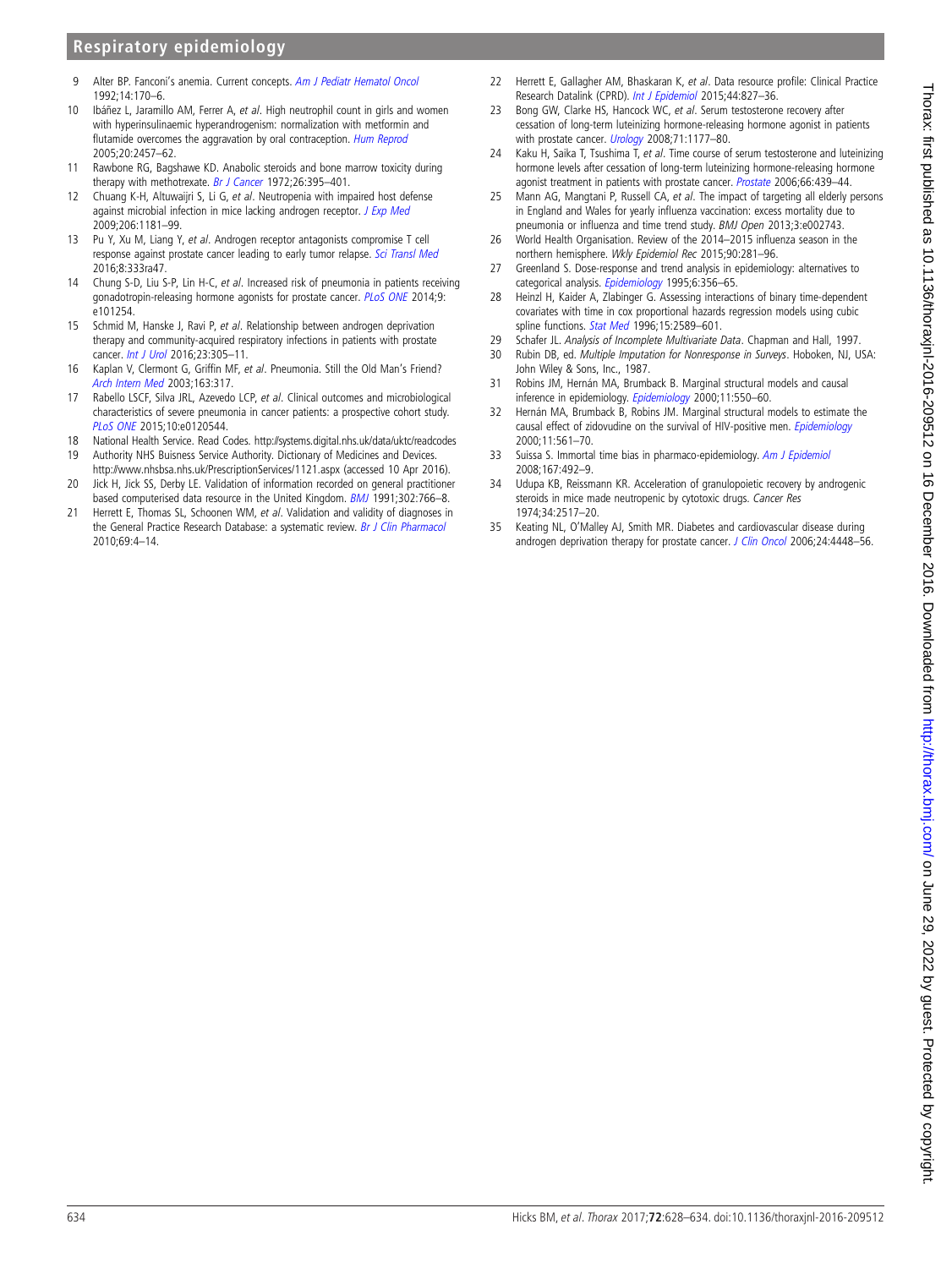9. Alter BP. Fanconi's anemia. Current concepts. *Am J Pediatr Hematol Oncol* 1992;14:170–6.
10. Ibáñez L, Jaramillo AM, Ferrer A, *et al*. High neutrophil count in girls and women with hyperinsulinaemic hyperandrogenism: normalization with metformin and flutamide overcomes the aggravation by oral contraception. *Hum Reprod* 2005;20:2457–62.
11. Rawbone RG, Bagshawe KD. Anabolic steroids and bone marrow toxicity during therapy with methotrexate. *Br J Cancer* 1972;26:395–401.
12. Chuang K-H, Altuwaijri S, Li G, *et al*. Neutropenia with impaired host defense against microbial infection in mice lacking androgen receptor. *J Exp Med* 2009;206:1181–99.
13. Pu Y, Xu M, Liang Y, *et al*. Androgen receptor antagonists compromise T cell response against prostate cancer leading to early tumor relapse. *Sci Transl Med* 2016;8:333ra47.
14. Chung S-D, Liu S-P, Lin H-C, *et al*. Increased risk of pneumonia in patients receiving gonadotropin-releasing hormone agonists for prostate cancer. *PLoS ONE* 2014;9:e101254.
15. Schmid M, Hanske J, Ravi P, *et al*. Relationship between androgen deprivation therapy and community-acquired respiratory infections in patients with prostate cancer. *Int J Urol* 2016;23:305–11.
16. Kaplan V, Clermont G, Griffin MF, *et al*. Pneumonia. Still the Old Man's Friend? *Arch Intern Med* 2003;163:317.
17. Rabello LSCF, Silva JRL, Azevedo LCP, *et al*. Clinical outcomes and microbiological characteristics of severe pneumonia in cancer patients: a prospective cohort study. *PLoS ONE* 2015;10:e0120544.
18. National Health Service. Read Codes. http://systems.digital.nhs.uk/data/uktc/readcodes
19. Authority NHS Buisness Service Authority. Dictionary of Medicines and Devices. http://www.nhsbsa.nhs.uk/PrescriptionServices/1121.aspx (accessed 10 Apr 2016).
20. Jick H, Jick SS, Derby LE. Validation of information recorded on general practitioner based computerised data resource in the United Kingdom. *BMJ* 1991;302:766–8.
21. Herrett E, Thomas SL, Schoonen WM, *et al*. Validation and validity of diagnoses in the General Practice Research Database: a systematic review. *Br J Clin Pharmacol* 2010;69:4–14.
22. Herrett E, Gallagher AM, Bhaskaran K, *et al*. Data resource profile: Clinical Practice Research Datalink (CPRD). *Int J Epidemiol* 2015;44:827–36.
23. Bong GW, Clarke HS, Hancock WC, *et al*. Serum testosterone recovery after cessation of long-term luteinizing hormone-releasing hormone agonist in patients with prostate cancer. *Urology* 2008;71:1177–80.
24. Kaku H, Saika T, Tsushima T, *et al*. Time course of serum testosterone and luteinizing hormone levels after cessation of long-term luteinizing hormone-releasing hormone agonist treatment in patients with prostate cancer. *Prostate* 2006;66:439–44.
25. Mann AG, Mangtani P, Russell CA, *et al*. The impact of targeting all elderly persons in England and Wales for yearly influenza vaccination: excess mortality due to pneumonia or influenza and time trend study. *BMJ Open* 2013;3:e002743.
26. World Health Organisation. Review of the 2014–2015 influenza season in the northern hemisphere. *Wkly Epidemiol Rec* 2015;90:281–96.
27. Greenland S. Dose-response and trend analysis in epidemiology: alternatives to categorical analysis. *Epidemiology* 1995;6:356–65.
28. Heinzl H, Kaider A, Zlabinger G. Assessing interactions of binary time-dependent covariates with time in cox proportional hazards regression models using cubic spline functions. *Stat Med* 1996;15:2589–601.
29. Schafer JL. *Analysis of Incomplete Multivariate Data*. Chapman and Hall, 1997.
30. Rubin DB, ed. *Multiple Imputation for Nonresponse in Surveys*. Hoboken, NJ, USA: John Wiley & Sons, Inc., 1987.
31. Robins JM, Hernán MA, Brumback B. Marginal structural models and causal inference in epidemiology. *Epidemiology* 2000;11:550–60.
32. Hernán MA, Brumback B, Robins JM. Marginal structural models to estimate the causal effect of zidovudine on the survival of HIV-positive men. *Epidemiology* 2000;11:561–70.
33. Suissa S. Immortal time bias in pharmaco-epidemiology. *Am J Epidemiol* 2008;167:492–9.
34. Udupa KB, Reissmann KR. Acceleration of granulopoietic recovery by androgenic steroids in mice made neutropenic by cytotoxic drugs. *Cancer Res* 1974;34:2517–20.
35. Keating NL, O'Malley AJ, Smith MR. Diabetes and cardiovascular disease during androgen deprivation therapy for prostate cancer. *J Clin Oncol* 2006;24:4448–56.